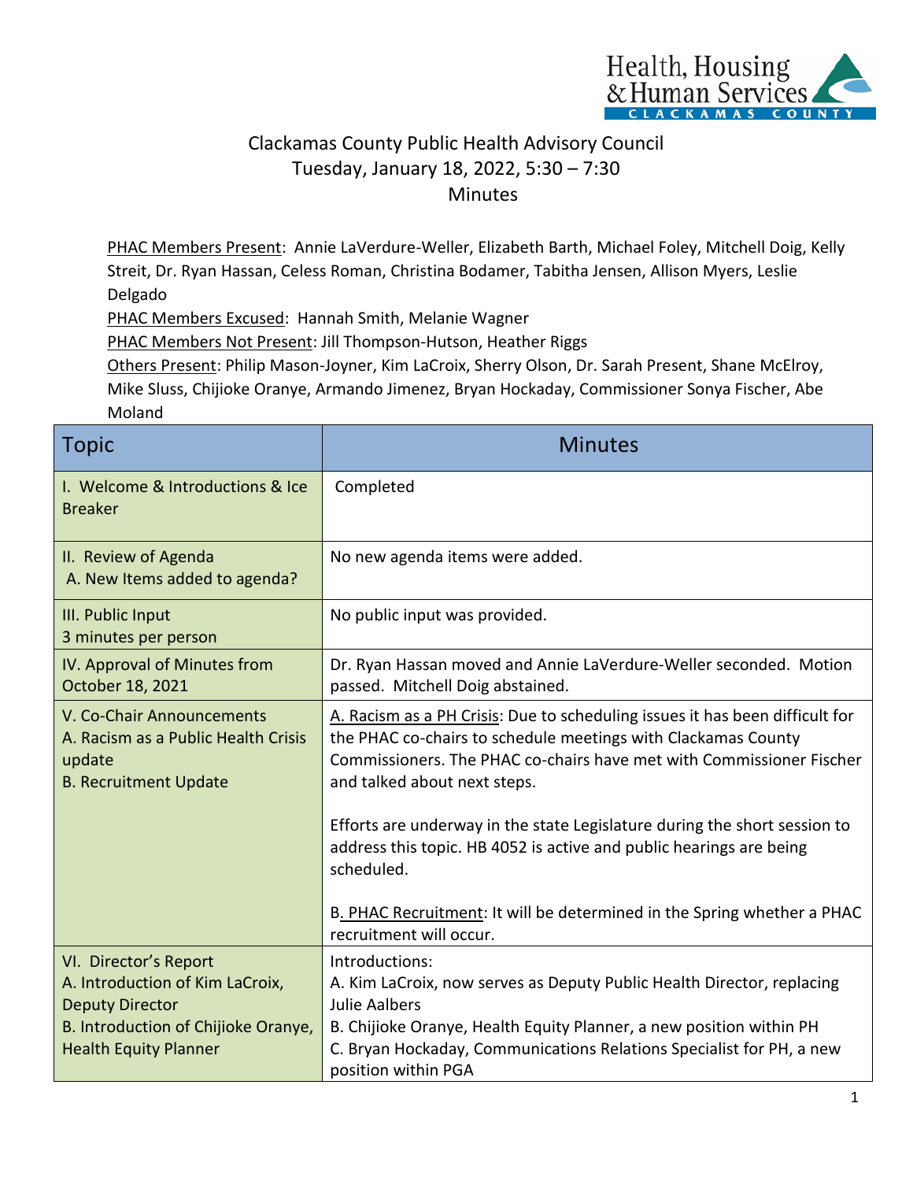# Clackamas County Public Health Advisory Council
## Tuesday, January 18, 2022, 5:30 – 7:30
## Minutes

PHAC Members Present: Annie LaVerdure-Weller, Elizabeth Barth, Michael Foley, Mitchell Doig, Kelly Streit, Dr. Ryan Hassan, Celess Roman, Christina Bodamer, Tabitha Jensen, Allison Myers, Leslie Delgado

PHAC Members Excused: Hannah Smith, Melanie Wagner

PHAC Members Not Present: Jill Thompson-Hutson, Heather Riggs

Others Present: Philip Mason-Joyner, Kim LaCroix, Sherry Olson, Dr. Sarah Present, Shane McElroy, Mike Sluss, Chijioke Oranye, Armando Jimenez, Bryan Hockaday, Commissioner Sonya Fischer, Abe Moland

| Topic | Minutes |
| --- | --- |
| I. Welcome & Introductions & Ice Breaker | Completed |
| II. Review of Agenda<br>A. New Items added to agenda? | No new agenda items were added. |
| III. Public Input<br>3 minutes per person | No public input was provided. |
| IV. Approval of Minutes from October 18, 2021 | Dr. Ryan Hassan moved and Annie LaVerdure-Weller seconded. Motion passed. Mitchell Doig abstained. |
| V. Co-Chair Announcements<br>A. Racism as a Public Health Crisis update<br>B. Recruitment Update | A. Racism as a PH Crisis: Due to scheduling issues it has been difficult for the PHAC co-chairs to schedule meetings with Clackamas County Commissioners. The PHAC co-chairs have met with Commissioner Fischer and talked about next steps.<br><br>Efforts are underway in the state Legislature during the short session to address this topic. HB 4052 is active and public hearings are being scheduled.<br><br>B. PHAC Recruitment: It will be determined in the Spring whether a PHAC recruitment will occur. |
| VI. Director's Report<br>A. Introduction of Kim LaCroix, Deputy Director<br>B. Introduction of Chijioke Oranye, Health Equity Planner | Introductions:<br>A. Kim LaCroix, now serves as Deputy Public Health Director, replacing Julie Aalbers<br>B. Chijioke Oranye, Health Equity Planner, a new position within PH<br>C. Bryan Hockaday, Communications Relations Specialist for PH, a new position within PGA |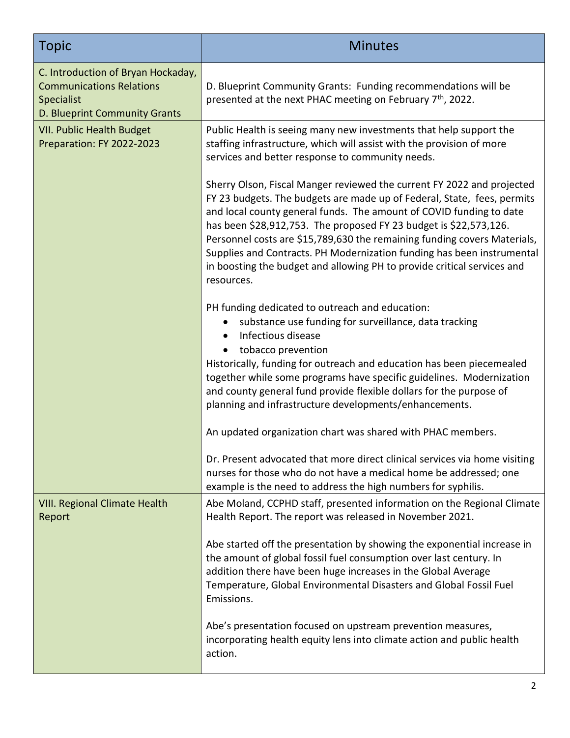| Topic | Minutes |
| --- | --- |
| C. Introduction of Bryan Hockaday, Communications Relations Specialist<br>D. Blueprint Community Grants | D. Blueprint Community Grants: Funding recommendations will be presented at the next PHAC meeting on February 7th, 2022. |
| VII. Public Health Budget Preparation: FY 2022-2023 | Public Health is seeing many new investments that help support the staffing infrastructure, which will assist with the provision of more services and better response to community needs.<br><br>Sherry Olson, Fiscal Manger reviewed the current FY 2022 and projected FY 23 budgets. The budgets are made up of Federal, State, fees, permits and local county general funds. The amount of COVID funding to date has been $28,912,753. The proposed FY 23 budget is $22,573,126. Personnel costs are $15,789,630 the remaining funding covers Materials, Supplies and Contracts. PH Modernization funding has been instrumental in boosting the budget and allowing PH to provide critical services and resources.<br><br>PH funding dedicated to outreach and education:<br>• substance use funding for surveillance, data tracking<br>• Infectious disease<br>• tobacco prevention<br>Historically, funding for outreach and education has been piecemealed together while some programs have specific guidelines. Modernization and county general fund provide flexible dollars for the purpose of planning and infrastructure developments/enhancements.<br><br>An updated organization chart was shared with PHAC members.<br><br>Dr. Present advocated that more direct clinical services via home visiting nurses for those who do not have a medical home be addressed; one example is the need to address the high numbers for syphilis. |
| VIII. Regional Climate Health Report | Abe Moland, CCPHD staff, presented information on the Regional Climate Health Report. The report was released in November 2021.<br><br>Abe started off the presentation by showing the exponential increase in the amount of global fossil fuel consumption over last century. In addition there have been huge increases in the Global Average Temperature, Global Environmental Disasters and Global Fossil Fuel Emissions.<br><br>Abe's presentation focused on upstream prevention measures, incorporating health equity lens into climate action and public health action. |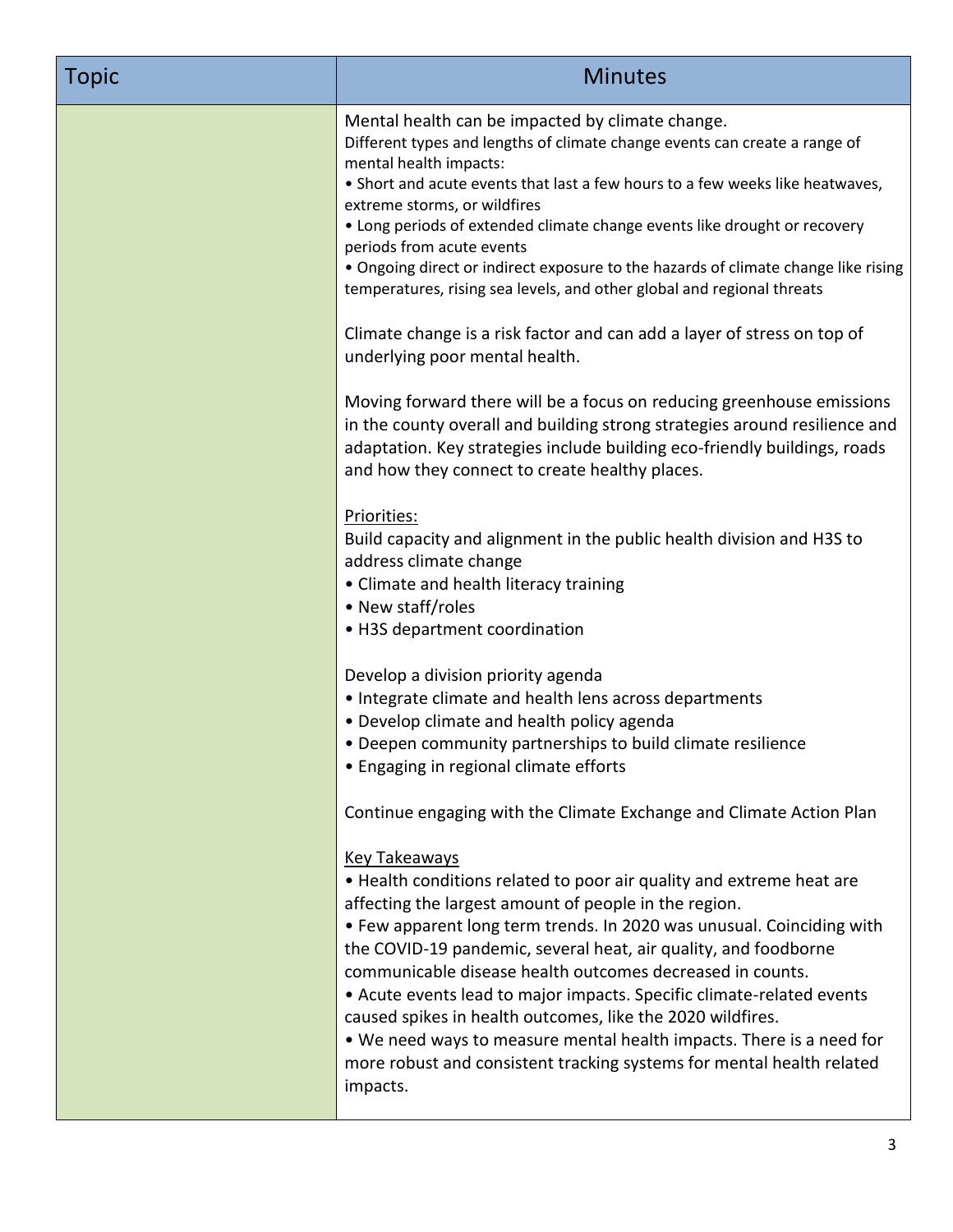| Topic | Minutes |
| --- | --- |
| | Mental health can be impacted by climate change.<br>Different types and lengths of climate change events can create a range of mental health impacts:<br>• Short and acute events that last a few hours to a few weeks like heatwaves, extreme storms, or wildfires<br>• Long periods of extended climate change events like drought or recovery periods from acute events<br>• Ongoing direct or indirect exposure to the hazards of climate change like rising temperatures, rising sea levels, and other global and regional threats<br><br>Climate change is a risk factor and can add a layer of stress on top of underlying poor mental health.<br><br>Moving forward there will be a focus on reducing greenhouse emissions in the county overall and building strong strategies around resilience and adaptation. Key strategies include building eco-friendly buildings, roads and how they connect to create healthy places.<br><br><u>Priorities:</u><br>Build capacity and alignment in the public health division and H3S to address climate change<br>• Climate and health literacy training<br>• New staff/roles<br>• H3S department coordination<br><br>Develop a division priority agenda<br>• Integrate climate and health lens across departments<br>• Develop climate and health policy agenda<br>• Deepen community partnerships to build climate resilience<br>• Engaging in regional climate efforts<br><br>Continue engaging with the Climate Exchange and Climate Action Plan<br><br><u>Key Takeaways</u><br>• Health conditions related to poor air quality and extreme heat are affecting the largest amount of people in the region.<br>• Few apparent long term trends. In 2020 was unusual. Coinciding with the COVID-19 pandemic, several heat, air quality, and foodborne communicable disease health outcomes decreased in counts.<br>• Acute events lead to major impacts. Specific climate-related events caused spikes in health outcomes, like the 2020 wildfires.<br>• We need ways to measure mental health impacts. There is a need for more robust and consistent tracking systems for mental health related impacts. |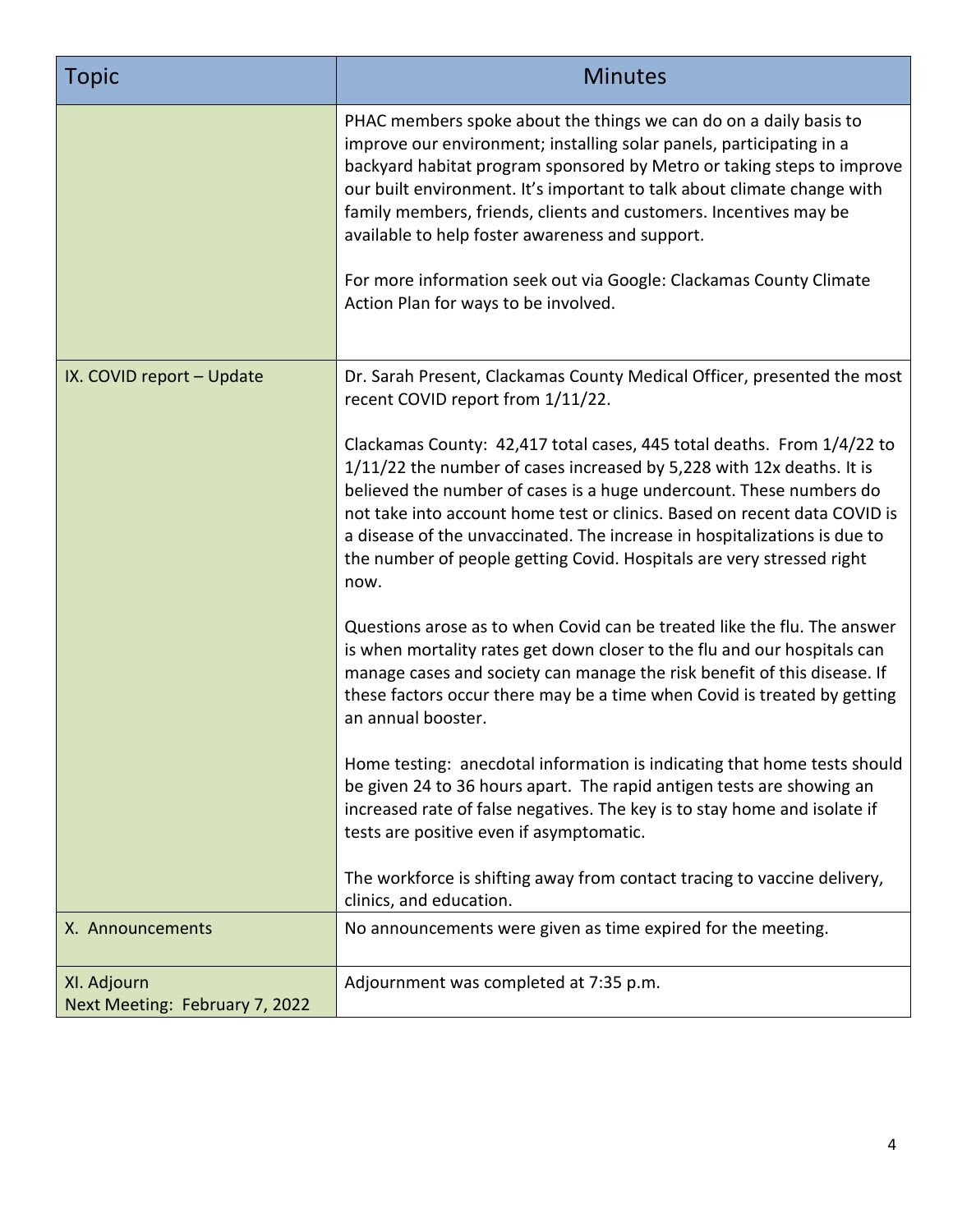| Topic | Minutes |
|---|---|
| | PHAC members spoke about the things we can do on a daily basis to improve our environment; installing solar panels, participating in a backyard habitat program sponsored by Metro or taking steps to improve our built environment. It's important to talk about climate change with family members, friends, clients and customers. Incentives may be available to help foster awareness and support.<br><br>For more information seek out via Google: Clackamas County Climate Action Plan for ways to be involved. |
| IX. COVID report – Update | Dr. Sarah Present, Clackamas County Medical Officer, presented the most recent COVID report from 1/11/22.<br><br>Clackamas County: 42,417 total cases, 445 total deaths. From 1/4/22 to 1/11/22 the number of cases increased by 5,228 with 12x deaths. It is believed the number of cases is a huge undercount. These numbers do not take into account home test or clinics. Based on recent data COVID is a disease of the unvaccinated. The increase in hospitalizations is due to the number of people getting Covid. Hospitals are very stressed right now.<br><br>Questions arose as to when Covid can be treated like the flu. The answer is when mortality rates get down closer to the flu and our hospitals can manage cases and society can manage the risk benefit of this disease. If these factors occur there may be a time when Covid is treated by getting an annual booster.<br><br>Home testing: anecdotal information is indicating that home tests should be given 24 to 36 hours apart. The rapid antigen tests are showing an increased rate of false negatives. The key is to stay home and isolate if tests are positive even if asymptomatic.<br><br>The workforce is shifting away from contact tracing to vaccine delivery, clinics, and education. |
| X. Announcements | No announcements were given as time expired for the meeting. |
| XI. Adjourn<br>Next Meeting: February 7, 2022 | Adjournment was completed at 7:35 p.m. |